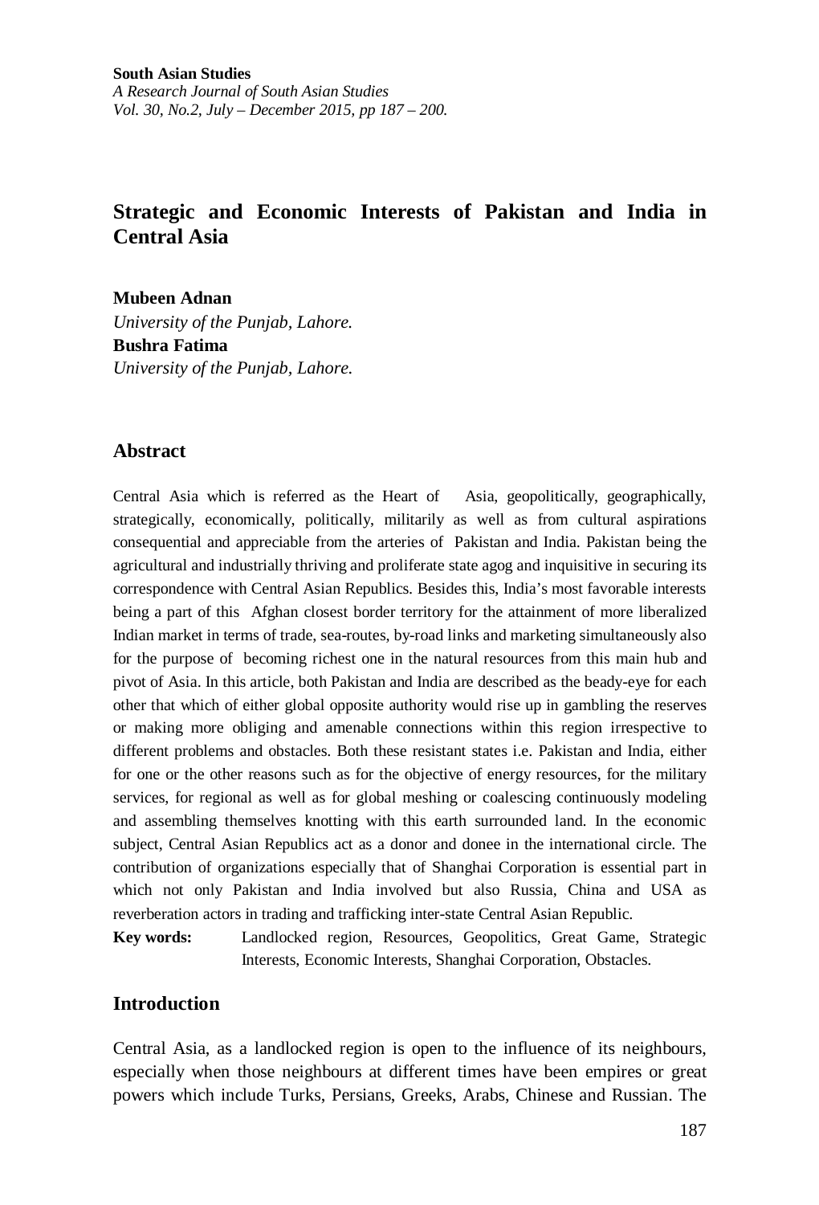**South Asian Studies**
*A Research Journal of South Asian Studies*
*Vol. 30, No.2, July – December 2015, pp 187 – 200.*

# Strategic and Economic Interests of Pakistan and India in Central Asia

**Mubeen Adnan**
*University of the Punjab, Lahore.*
**Bushra Fatima**
*University of the Punjab, Lahore.*

## Abstract

Central Asia which is referred as the Heart of Asia, geopolitically, geographically, strategically, economically, politically, militarily as well as from cultural aspirations consequential and appreciable from the arteries of Pakistan and India. Pakistan being the agricultural and industrially thriving and proliferate state agog and inquisitive in securing its correspondence with Central Asian Republics. Besides this, India's most favorable interests being a part of this Afghan closest border territory for the attainment of more liberalized Indian market in terms of trade, sea-routes, by-road links and marketing simultaneously also for the purpose of becoming richest one in the natural resources from this main hub and pivot of Asia. In this article, both Pakistan and India are described as the beady-eye for each other that which of either global opposite authority would rise up in gambling the reserves or making more obliging and amenable connections within this region irrespective to different problems and obstacles. Both these resistant states i.e. Pakistan and India, either for one or the other reasons such as for the objective of energy resources, for the military services, for regional as well as for global meshing or coalescing continuously modeling and assembling themselves knotting with this earth surrounded land. In the economic subject, Central Asian Republics act as a donor and donee in the international circle. The contribution of organizations especially that of Shanghai Corporation is essential part in which not only Pakistan and India involved but also Russia, China and USA as reverberation actors in trading and trafficking inter-state Central Asian Republic.

**Key words:** Landlocked region, Resources, Geopolitics, Great Game, Strategic Interests, Economic Interests, Shanghai Corporation, Obstacles.

## Introduction

Central Asia, as a landlocked region is open to the influence of its neighbours, especially when those neighbours at different times have been empires or great powers which include Turks, Persians, Greeks, Arabs, Chinese and Russian. The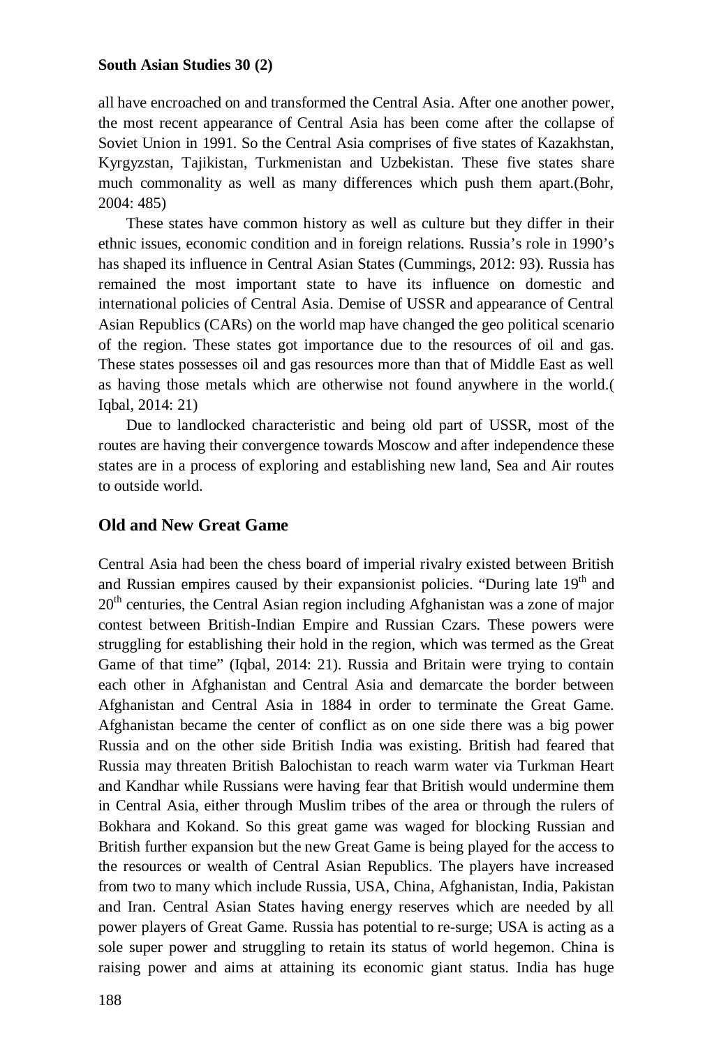all have encroached on and transformed the Central Asia. After one another power, the most recent appearance of Central Asia has been come after the collapse of Soviet Union in 1991. So the Central Asia comprises of five states of Kazakhstan, Kyrgyzstan, Tajikistan, Turkmenistan and Uzbekistan. These five states share much commonality as well as many differences which push them apart.(Bohr, 2004: 485)

These states have common history as well as culture but they differ in their ethnic issues, economic condition and in foreign relations. Russia's role in 1990's has shaped its influence in Central Asian States (Cummings, 2012: 93). Russia has remained the most important state to have its influence on domestic and international policies of Central Asia. Demise of USSR and appearance of Central Asian Republics (CARs) on the world map have changed the geo political scenario of the region. These states got importance due to the resources of oil and gas. These states possesses oil and gas resources more than that of Middle East as well as having those metals which are otherwise not found anywhere in the world.( Iqbal, 2014: 21)

Due to landlocked characteristic and being old part of USSR, most of the routes are having their convergence towards Moscow and after independence these states are in a process of exploring and establishing new land, Sea and Air routes to outside world.

## Old and New Great Game

Central Asia had been the chess board of imperial rivalry existed between British and Russian empires caused by their expansionist policies. "During late 19th and 20th centuries, the Central Asian region including Afghanistan was a zone of major contest between British-Indian Empire and Russian Czars. These powers were struggling for establishing their hold in the region, which was termed as the Great Game of that time" (Iqbal, 2014: 21). Russia and Britain were trying to contain each other in Afghanistan and Central Asia and demarcate the border between Afghanistan and Central Asia in 1884 in order to terminate the Great Game. Afghanistan became the center of conflict as on one side there was a big power Russia and on the other side British India was existing. British had feared that Russia may threaten British Balochistan to reach warm water via Turkman Heart and Kandhar while Russians were having fear that British would undermine them in Central Asia, either through Muslim tribes of the area or through the rulers of Bokhara and Kokand. So this great game was waged for blocking Russian and British further expansion but the new Great Game is being played for the access to the resources or wealth of Central Asian Republics. The players have increased from two to many which include Russia, USA, China, Afghanistan, India, Pakistan and Iran. Central Asian States having energy reserves which are needed by all power players of Great Game. Russia has potential to re-surge; USA is acting as a sole super power and struggling to retain its status of world hegemon. China is raising power and aims at attaining its economic giant status. India has huge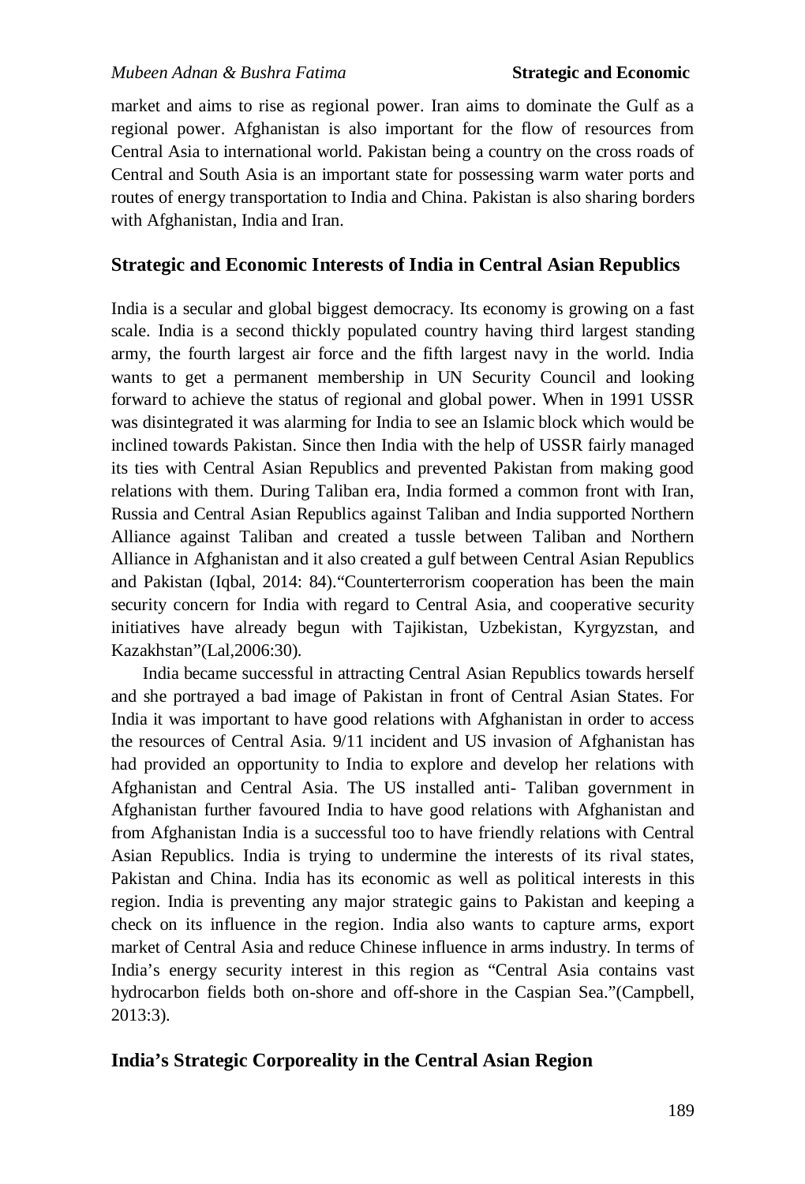market and aims to rise as regional power. Iran aims to dominate the Gulf as a regional power. Afghanistan is also important for the flow of resources from Central Asia to international world. Pakistan being a country on the cross roads of Central and South Asia is an important state for possessing warm water ports and routes of energy transportation to India and China. Pakistan is also sharing borders with Afghanistan, India and Iran.

## Strategic and Economic Interests of India in Central Asian Republics

India is a secular and global biggest democracy. Its economy is growing on a fast scale. India is a second thickly populated country having third largest standing army, the fourth largest air force and the fifth largest navy in the world. India wants to get a permanent membership in UN Security Council and looking forward to achieve the status of regional and global power. When in 1991 USSR was disintegrated it was alarming for India to see an Islamic block which would be inclined towards Pakistan. Since then India with the help of USSR fairly managed its ties with Central Asian Republics and prevented Pakistan from making good relations with them. During Taliban era, India formed a common front with Iran, Russia and Central Asian Republics against Taliban and India supported Northern Alliance against Taliban and created a tussle between Taliban and Northern Alliance in Afghanistan and it also created a gulf between Central Asian Republics and Pakistan (Iqbal, 2014: 84)."Counterterrorism cooperation has been the main security concern for India with regard to Central Asia, and cooperative security initiatives have already begun with Tajikistan, Uzbekistan, Kyrgyzstan, and Kazakhstan"(Lal,2006:30).

India became successful in attracting Central Asian Republics towards herself and she portrayed a bad image of Pakistan in front of Central Asian States. For India it was important to have good relations with Afghanistan in order to access the resources of Central Asia. 9/11 incident and US invasion of Afghanistan has had provided an opportunity to India to explore and develop her relations with Afghanistan and Central Asia. The US installed anti- Taliban government in Afghanistan further favoured India to have good relations with Afghanistan and from Afghanistan India is a successful too to have friendly relations with Central Asian Republics. India is trying to undermine the interests of its rival states, Pakistan and China. India has its economic as well as political interests in this region. India is preventing any major strategic gains to Pakistan and keeping a check on its influence in the region. India also wants to capture arms, export market of Central Asia and reduce Chinese influence in arms industry. In terms of India's energy security interest in this region as "Central Asia contains vast hydrocarbon fields both on-shore and off-shore in the Caspian Sea."(Campbell, 2013:3).

## India's Strategic Corporeality in the Central Asian Region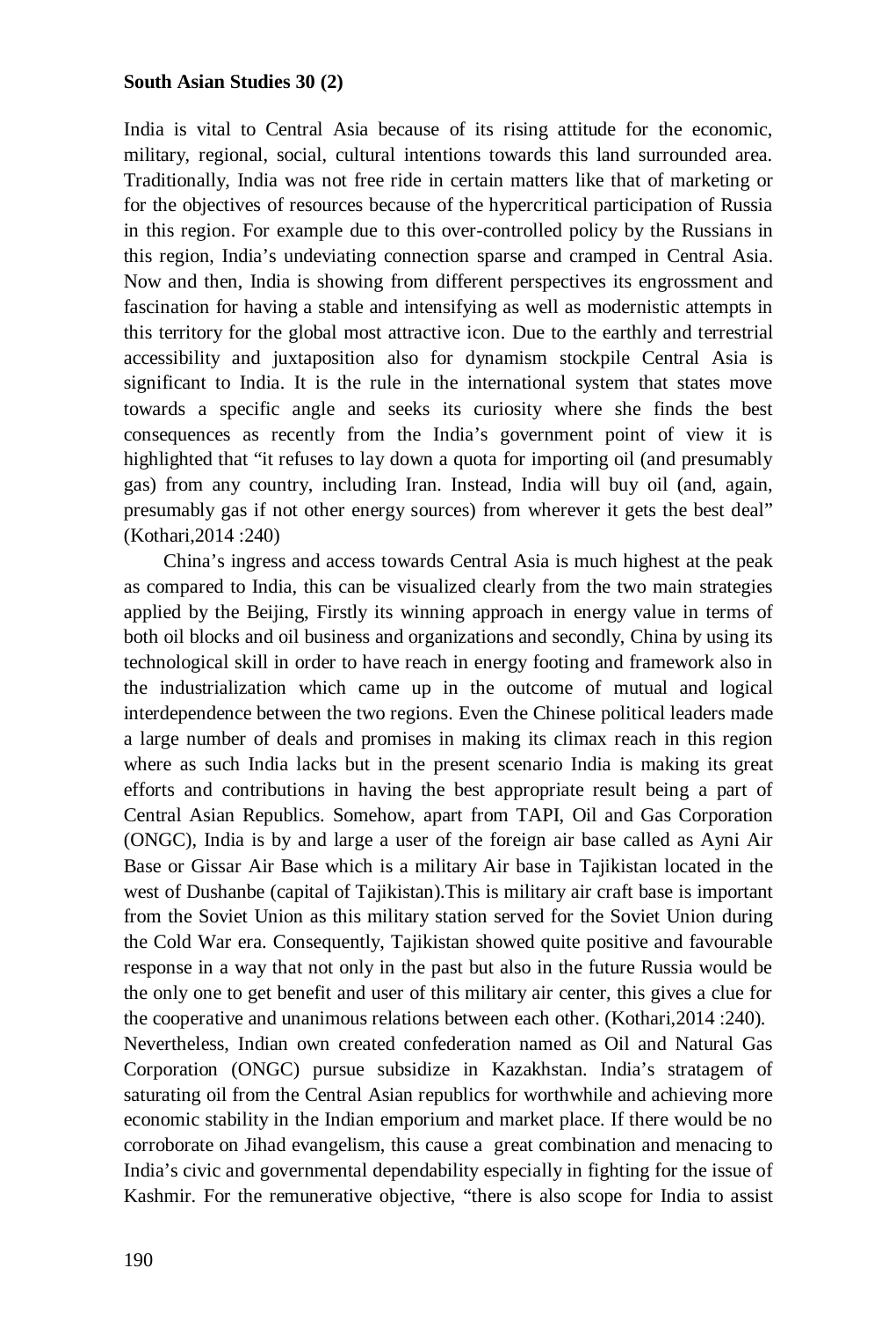India is vital to Central Asia because of its rising attitude for the economic, military, regional, social, cultural intentions towards this land surrounded area. Traditionally, India was not free ride in certain matters like that of marketing or for the objectives of resources because of the hypercritical participation of Russia in this region. For example due to this over-controlled policy by the Russians in this region, India's undeviating connection sparse and cramped in Central Asia. Now and then, India is showing from different perspectives its engrossment and fascination for having a stable and intensifying as well as modernistic attempts in this territory for the global most attractive icon. Due to the earthly and terrestrial accessibility and juxtaposition also for dynamism stockpile Central Asia is significant to India. It is the rule in the international system that states move towards a specific angle and seeks its curiosity where she finds the best consequences as recently from the India's government point of view it is highlighted that "it refuses to lay down a quota for importing oil (and presumably gas) from any country, including Iran. Instead, India will buy oil (and, again, presumably gas if not other energy sources) from wherever it gets the best deal" (Kothari,2014 :240)

China's ingress and access towards Central Asia is much highest at the peak as compared to India, this can be visualized clearly from the two main strategies applied by the Beijing, Firstly its winning approach in energy value in terms of both oil blocks and oil business and organizations and secondly, China by using its technological skill in order to have reach in energy footing and framework also in the industrialization which came up in the outcome of mutual and logical interdependence between the two regions. Even the Chinese political leaders made a large number of deals and promises in making its climax reach in this region where as such India lacks but in the present scenario India is making its great efforts and contributions in having the best appropriate result being a part of Central Asian Republics. Somehow, apart from TAPI, Oil and Gas Corporation (ONGC), India is by and large a user of the foreign air base called as Ayni Air Base or Gissar Air Base which is a military Air base in Tajikistan located in the west of Dushanbe (capital of Tajikistan).This is military air craft base is important from the Soviet Union as this military station served for the Soviet Union during the Cold War era. Consequently, Tajikistan showed quite positive and favourable response in a way that not only in the past but also in the future Russia would be the only one to get benefit and user of this military air center, this gives a clue for the cooperative and unanimous relations between each other. (Kothari,2014 :240). Nevertheless, Indian own created confederation named as Oil and Natural Gas Corporation (ONGC) pursue subsidize in Kazakhstan. India's stratagem of saturating oil from the Central Asian republics for worthwhile and achieving more economic stability in the Indian emporium and market place. If there would be no corroborate on Jihad evangelism, this cause a great combination and menacing to India's civic and governmental dependability especially in fighting for the issue of Kashmir. For the remunerative objective, "there is also scope for India to assist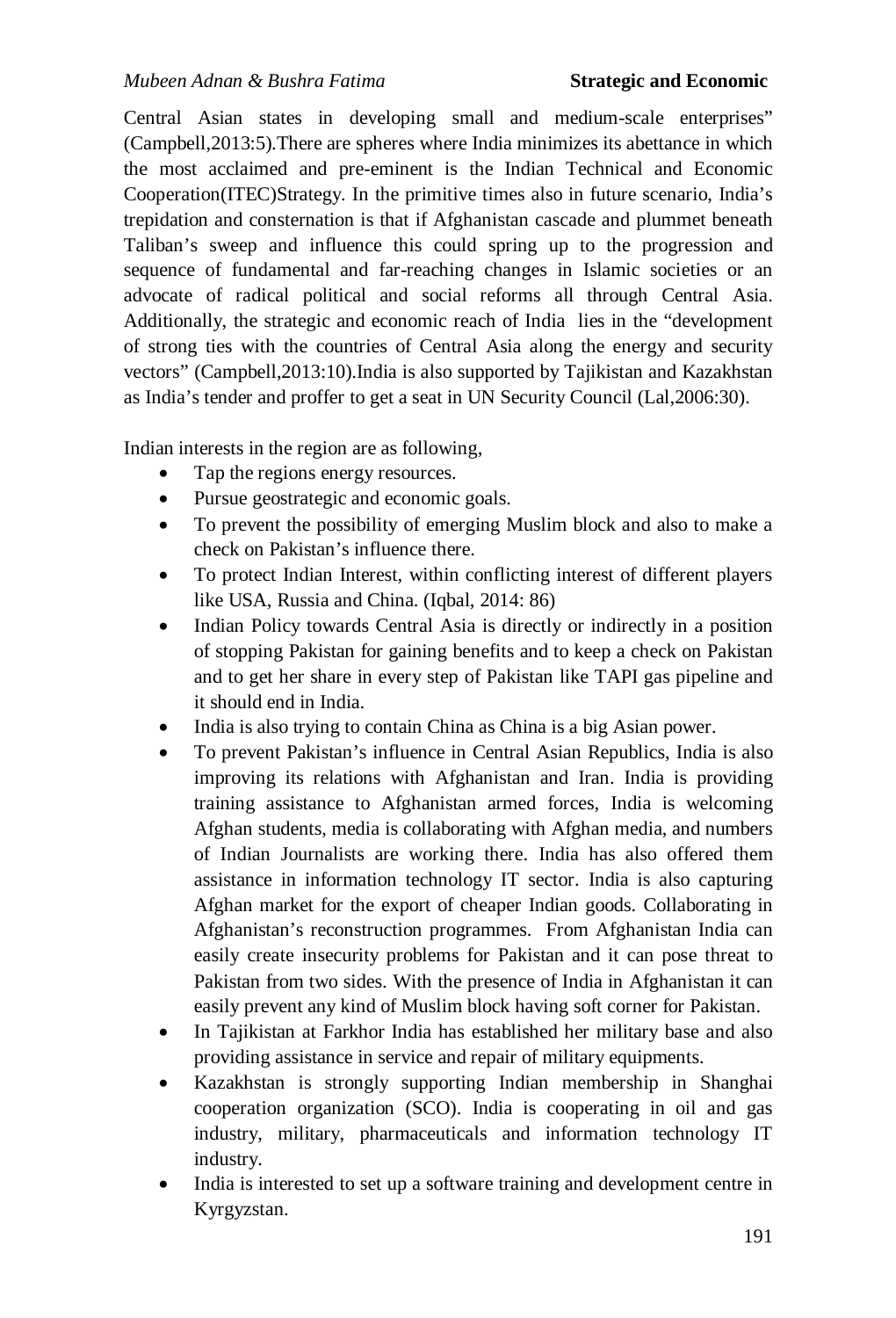Central Asian states in developing small and medium-scale enterprises" (Campbell,2013:5).There are spheres where India minimizes its abettance in which the most acclaimed and pre-eminent is the Indian Technical and Economic Cooperation(ITEC)Strategy. In the primitive times also in future scenario, India's trepidation and consternation is that if Afghanistan cascade and plummet beneath Taliban's sweep and influence this could spring up to the progression and sequence of fundamental and far-reaching changes in Islamic societies or an advocate of radical political and social reforms all through Central Asia. Additionally, the strategic and economic reach of India lies in the "development of strong ties with the countries of Central Asia along the energy and security vectors" (Campbell,2013:10).India is also supported by Tajikistan and Kazakhstan as India's tender and proffer to get a seat in UN Security Council (Lal,2006:30).

Indian interests in the region are as following,

- Tap the regions energy resources.
- Pursue geostrategic and economic goals.
- To prevent the possibility of emerging Muslim block and also to make a check on Pakistan's influence there.
- To protect Indian Interest, within conflicting interest of different players like USA, Russia and China. (Iqbal, 2014: 86)
- Indian Policy towards Central Asia is directly or indirectly in a position of stopping Pakistan for gaining benefits and to keep a check on Pakistan and to get her share in every step of Pakistan like TAPI gas pipeline and it should end in India.
- India is also trying to contain China as China is a big Asian power.
- To prevent Pakistan's influence in Central Asian Republics, India is also improving its relations with Afghanistan and Iran. India is providing training assistance to Afghanistan armed forces, India is welcoming Afghan students, media is collaborating with Afghan media, and numbers of Indian Journalists are working there. India has also offered them assistance in information technology IT sector. India is also capturing Afghan market for the export of cheaper Indian goods. Collaborating in Afghanistan's reconstruction programmes. From Afghanistan India can easily create insecurity problems for Pakistan and it can pose threat to Pakistan from two sides. With the presence of India in Afghanistan it can easily prevent any kind of Muslim block having soft corner for Pakistan.
- In Tajikistan at Farkhor India has established her military base and also providing assistance in service and repair of military equipments.
- Kazakhstan is strongly supporting Indian membership in Shanghai cooperation organization (SCO). India is cooperating in oil and gas industry, military, pharmaceuticals and information technology IT industry.
- India is interested to set up a software training and development centre in Kyrgyzstan.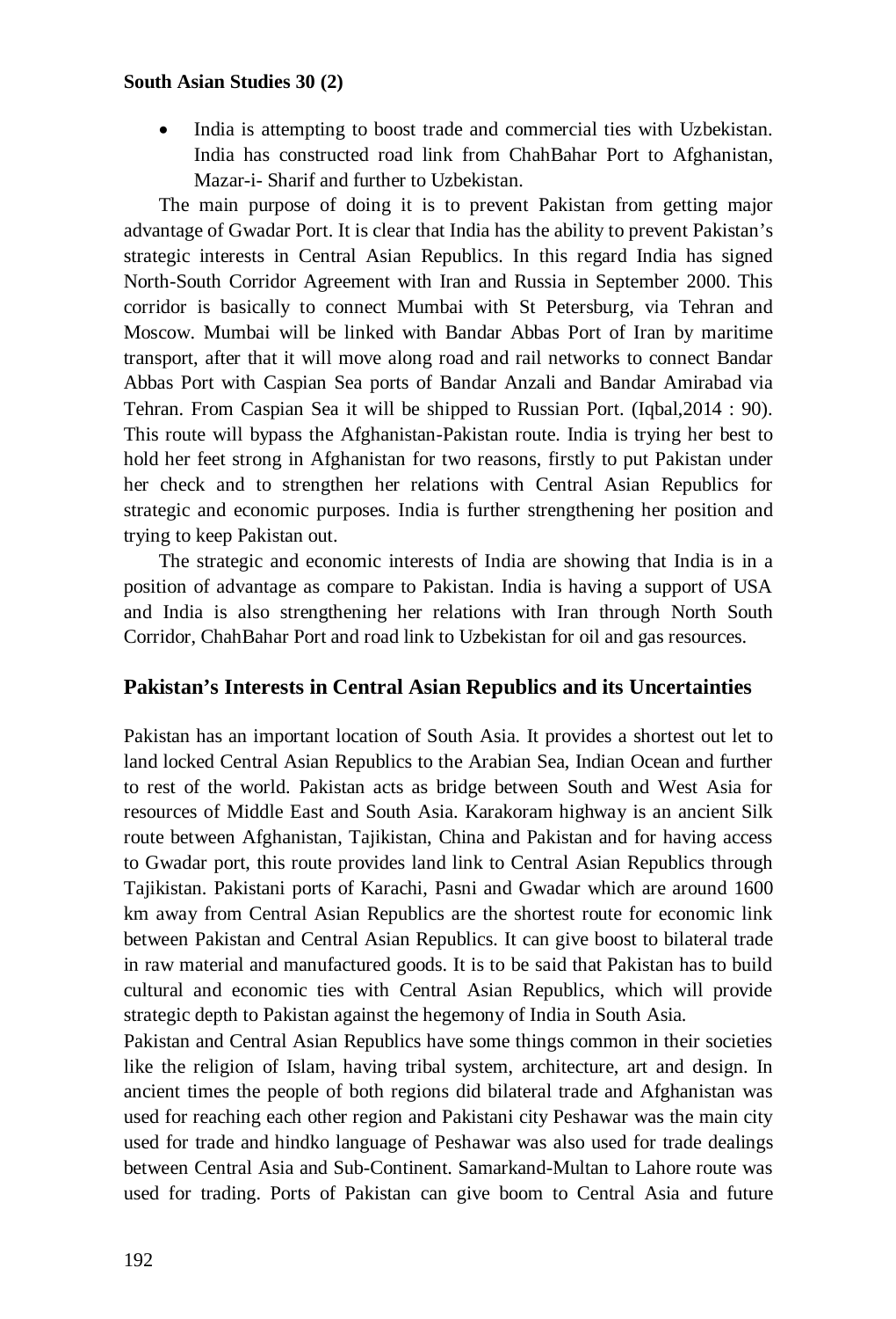- India is attempting to boost trade and commercial ties with Uzbekistan. India has constructed road link from ChahBahar Port to Afghanistan, Mazar-i- Sharif and further to Uzbekistan.

The main purpose of doing it is to prevent Pakistan from getting major advantage of Gwadar Port. It is clear that India has the ability to prevent Pakistan's strategic interests in Central Asian Republics. In this regard India has signed North-South Corridor Agreement with Iran and Russia in September 2000. This corridor is basically to connect Mumbai with St Petersburg, via Tehran and Moscow. Mumbai will be linked with Bandar Abbas Port of Iran by maritime transport, after that it will move along road and rail networks to connect Bandar Abbas Port with Caspian Sea ports of Bandar Anzali and Bandar Amirabad via Tehran. From Caspian Sea it will be shipped to Russian Port. (Iqbal,2014 : 90). This route will bypass the Afghanistan-Pakistan route. India is trying her best to hold her feet strong in Afghanistan for two reasons, firstly to put Pakistan under her check and to strengthen her relations with Central Asian Republics for strategic and economic purposes. India is further strengthening her position and trying to keep Pakistan out.

The strategic and economic interests of India are showing that India is in a position of advantage as compare to Pakistan. India is having a support of USA and India is also strengthening her relations with Iran through North South Corridor, ChahBahar Port and road link to Uzbekistan for oil and gas resources.

## Pakistan's Interests in Central Asian Republics and its Uncertainties

Pakistan has an important location of South Asia. It provides a shortest out let to land locked Central Asian Republics to the Arabian Sea, Indian Ocean and further to rest of the world. Pakistan acts as bridge between South and West Asia for resources of Middle East and South Asia. Karakoram highway is an ancient Silk route between Afghanistan, Tajikistan, China and Pakistan and for having access to Gwadar port, this route provides land link to Central Asian Republics through Tajikistan. Pakistani ports of Karachi, Pasni and Gwadar which are around 1600 km away from Central Asian Republics are the shortest route for economic link between Pakistan and Central Asian Republics. It can give boost to bilateral trade in raw material and manufactured goods. It is to be said that Pakistan has to build cultural and economic ties with Central Asian Republics, which will provide strategic depth to Pakistan against the hegemony of India in South Asia.

Pakistan and Central Asian Republics have some things common in their societies like the religion of Islam, having tribal system, architecture, art and design. In ancient times the people of both regions did bilateral trade and Afghanistan was used for reaching each other region and Pakistani city Peshawar was the main city used for trade and hindko language of Peshawar was also used for trade dealings between Central Asia and Sub-Continent. Samarkand-Multan to Lahore route was used for trading. Ports of Pakistan can give boom to Central Asia and future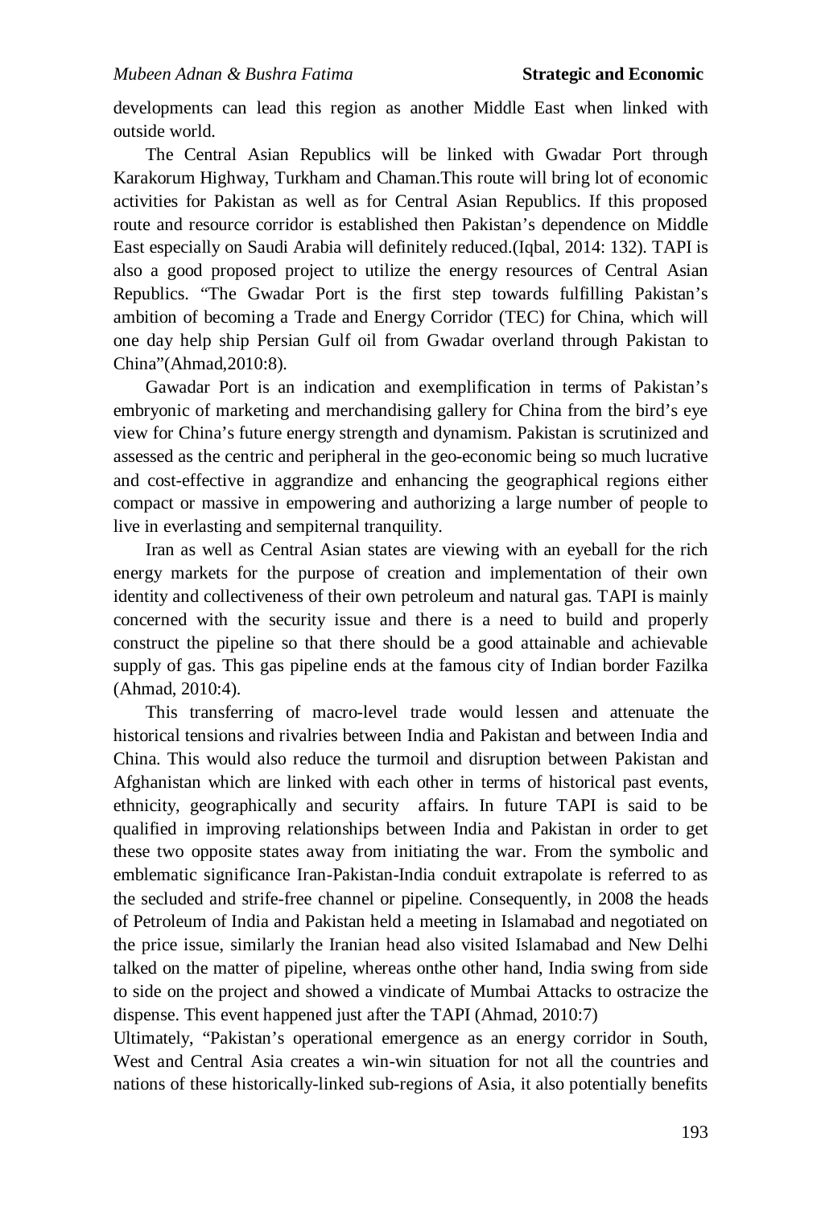developments can lead this region as another Middle East when linked with outside world.

The Central Asian Republics will be linked with Gwadar Port through Karakorum Highway, Turkham and Chaman.This route will bring lot of economic activities for Pakistan as well as for Central Asian Republics. If this proposed route and resource corridor is established then Pakistan's dependence on Middle East especially on Saudi Arabia will definitely reduced.(Iqbal, 2014: 132). TAPI is also a good proposed project to utilize the energy resources of Central Asian Republics. "The Gwadar Port is the first step towards fulfilling Pakistan's ambition of becoming a Trade and Energy Corridor (TEC) for China, which will one day help ship Persian Gulf oil from Gwadar overland through Pakistan to China"(Ahmad,2010:8).

Gawadar Port is an indication and exemplification in terms of Pakistan's embryonic of marketing and merchandising gallery for China from the bird's eye view for China's future energy strength and dynamism. Pakistan is scrutinized and assessed as the centric and peripheral in the geo-economic being so much lucrative and cost-effective in aggrandize and enhancing the geographical regions either compact or massive in empowering and authorizing a large number of people to live in everlasting and sempiternal tranquility.

Iran as well as Central Asian states are viewing with an eyeball for the rich energy markets for the purpose of creation and implementation of their own identity and collectiveness of their own petroleum and natural gas. TAPI is mainly concerned with the security issue and there is a need to build and properly construct the pipeline so that there should be a good attainable and achievable supply of gas. This gas pipeline ends at the famous city of Indian border Fazilka (Ahmad, 2010:4).

This transferring of macro-level trade would lessen and attenuate the historical tensions and rivalries between India and Pakistan and between India and China. This would also reduce the turmoil and disruption between Pakistan and Afghanistan which are linked with each other in terms of historical past events, ethnicity, geographically and security affairs. In future TAPI is said to be qualified in improving relationships between India and Pakistan in order to get these two opposite states away from initiating the war. From the symbolic and emblematic significance Iran-Pakistan-India conduit extrapolate is referred to as the secluded and strife-free channel or pipeline. Consequently, in 2008 the heads of Petroleum of India and Pakistan held a meeting in Islamabad and negotiated on the price issue, similarly the Iranian head also visited Islamabad and New Delhi talked on the matter of pipeline, whereas onthe other hand, India swing from side to side on the project and showed a vindicate of Mumbai Attacks to ostracize the dispense. This event happened just after the TAPI (Ahmad, 2010:7)

Ultimately, "Pakistan's operational emergence as an energy corridor in South, West and Central Asia creates a win-win situation for not all the countries and nations of these historically-linked sub-regions of Asia, it also potentially benefits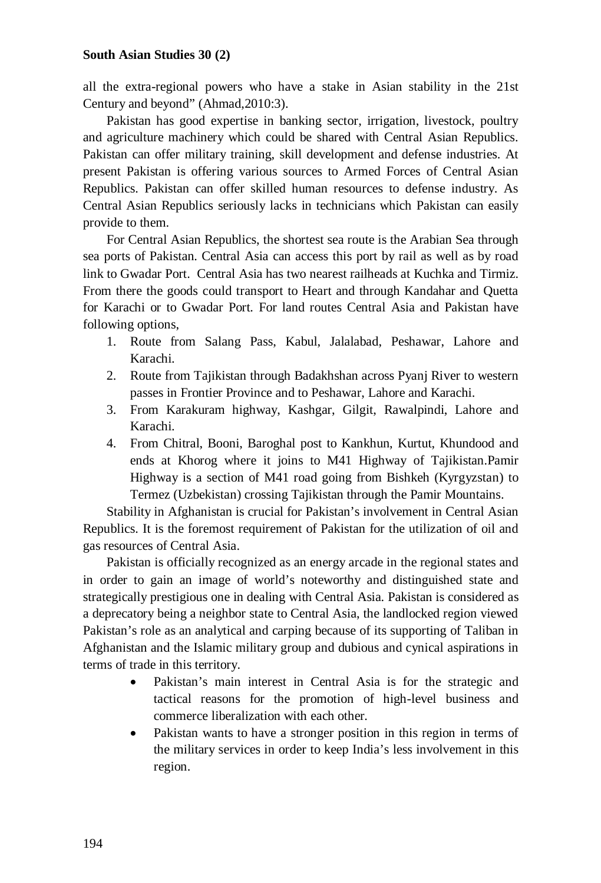all the extra-regional powers who have a stake in Asian stability in the 21st Century and beyond" (Ahmad,2010:3).

Pakistan has good expertise in banking sector, irrigation, livestock, poultry and agriculture machinery which could be shared with Central Asian Republics. Pakistan can offer military training, skill development and defense industries. At present Pakistan is offering various sources to Armed Forces of Central Asian Republics. Pakistan can offer skilled human resources to defense industry. As Central Asian Republics seriously lacks in technicians which Pakistan can easily provide to them.

For Central Asian Republics, the shortest sea route is the Arabian Sea through sea ports of Pakistan. Central Asia can access this port by rail as well as by road link to Gwadar Port. Central Asia has two nearest railheads at Kuchka and Tirmiz. From there the goods could transport to Heart and through Kandahar and Quetta for Karachi or to Gwadar Port. For land routes Central Asia and Pakistan have following options,

1. Route from Salang Pass, Kabul, Jalalabad, Peshawar, Lahore and Karachi.
2. Route from Tajikistan through Badakhshan across Pyanj River to western passes in Frontier Province and to Peshawar, Lahore and Karachi.
3. From Karakuram highway, Kashgar, Gilgit, Rawalpindi, Lahore and Karachi.
4. From Chitral, Booni, Baroghal post to Kankhun, Kurtut, Khundood and ends at Khorog where it joins to M41 Highway of Tajikistan.Pamir Highway is a section of M41 road going from Bishkeh (Kyrgyzstan) to Termez (Uzbekistan) crossing Tajikistan through the Pamir Mountains.

Stability in Afghanistan is crucial for Pakistan's involvement in Central Asian Republics. It is the foremost requirement of Pakistan for the utilization of oil and gas resources of Central Asia.

Pakistan is officially recognized as an energy arcade in the regional states and in order to gain an image of world's noteworthy and distinguished state and strategically prestigious one in dealing with Central Asia. Pakistan is considered as a deprecatory being a neighbor state to Central Asia, the landlocked region viewed Pakistan's role as an analytical and carping because of its supporting of Taliban in Afghanistan and the Islamic military group and dubious and cynical aspirations in terms of trade in this territory.

- Pakistan's main interest in Central Asia is for the strategic and tactical reasons for the promotion of high-level business and commerce liberalization with each other.
- Pakistan wants to have a stronger position in this region in terms of the military services in order to keep India's less involvement in this region.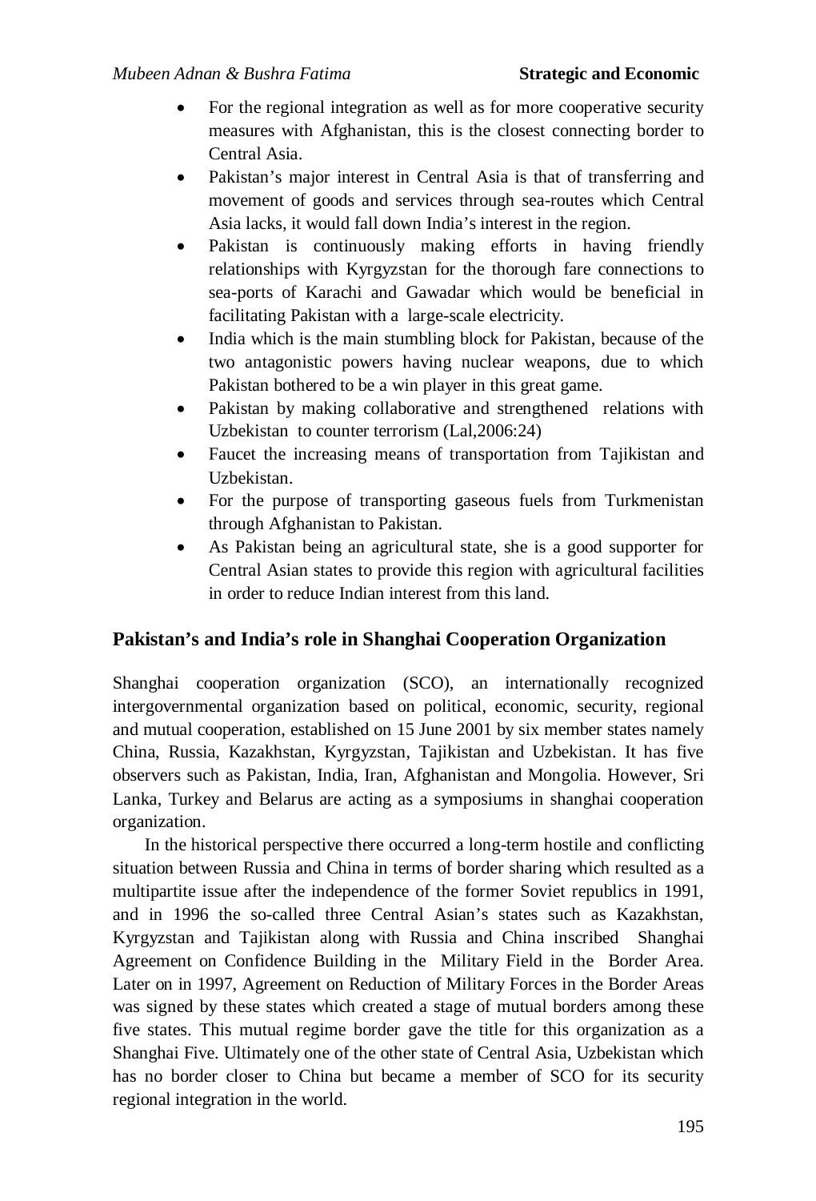- For the regional integration as well as for more cooperative security measures with Afghanistan, this is the closest connecting border to Central Asia.
- Pakistan's major interest in Central Asia is that of transferring and movement of goods and services through sea-routes which Central Asia lacks, it would fall down India's interest in the region.
- Pakistan is continuously making efforts in having friendly relationships with Kyrgyzstan for the thorough fare connections to sea-ports of Karachi and Gawadar which would be beneficial in facilitating Pakistan with a large-scale electricity.
- India which is the main stumbling block for Pakistan, because of the two antagonistic powers having nuclear weapons, due to which Pakistan bothered to be a win player in this great game.
- Pakistan by making collaborative and strengthened relations with Uzbekistan to counter terrorism (Lal,2006:24)
- Faucet the increasing means of transportation from Tajikistan and Uzbekistan.
- For the purpose of transporting gaseous fuels from Turkmenistan through Afghanistan to Pakistan.
- As Pakistan being an agricultural state, she is a good supporter for Central Asian states to provide this region with agricultural facilities in order to reduce Indian interest from this land.

## Pakistan's and India's role in Shanghai Cooperation Organization

Shanghai cooperation organization (SCO), an internationally recognized intergovernmental organization based on political, economic, security, regional and mutual cooperation, established on 15 June 2001 by six member states namely China, Russia, Kazakhstan, Kyrgyzstan, Tajikistan and Uzbekistan. It has five observers such as Pakistan, India, Iran, Afghanistan and Mongolia. However, Sri Lanka, Turkey and Belarus are acting as a symposiums in shanghai cooperation organization.

In the historical perspective there occurred a long-term hostile and conflicting situation between Russia and China in terms of border sharing which resulted as a multipartite issue after the independence of the former Soviet republics in 1991, and in 1996 the so-called three Central Asian's states such as Kazakhstan, Kyrgyzstan and Tajikistan along with Russia and China inscribed Shanghai Agreement on Confidence Building in the Military Field in the Border Area. Later on in 1997, Agreement on Reduction of Military Forces in the Border Areas was signed by these states which created a stage of mutual borders among these five states. This mutual regime border gave the title for this organization as a Shanghai Five. Ultimately one of the other state of Central Asia, Uzbekistan which has no border closer to China but became a member of SCO for its security regional integration in the world.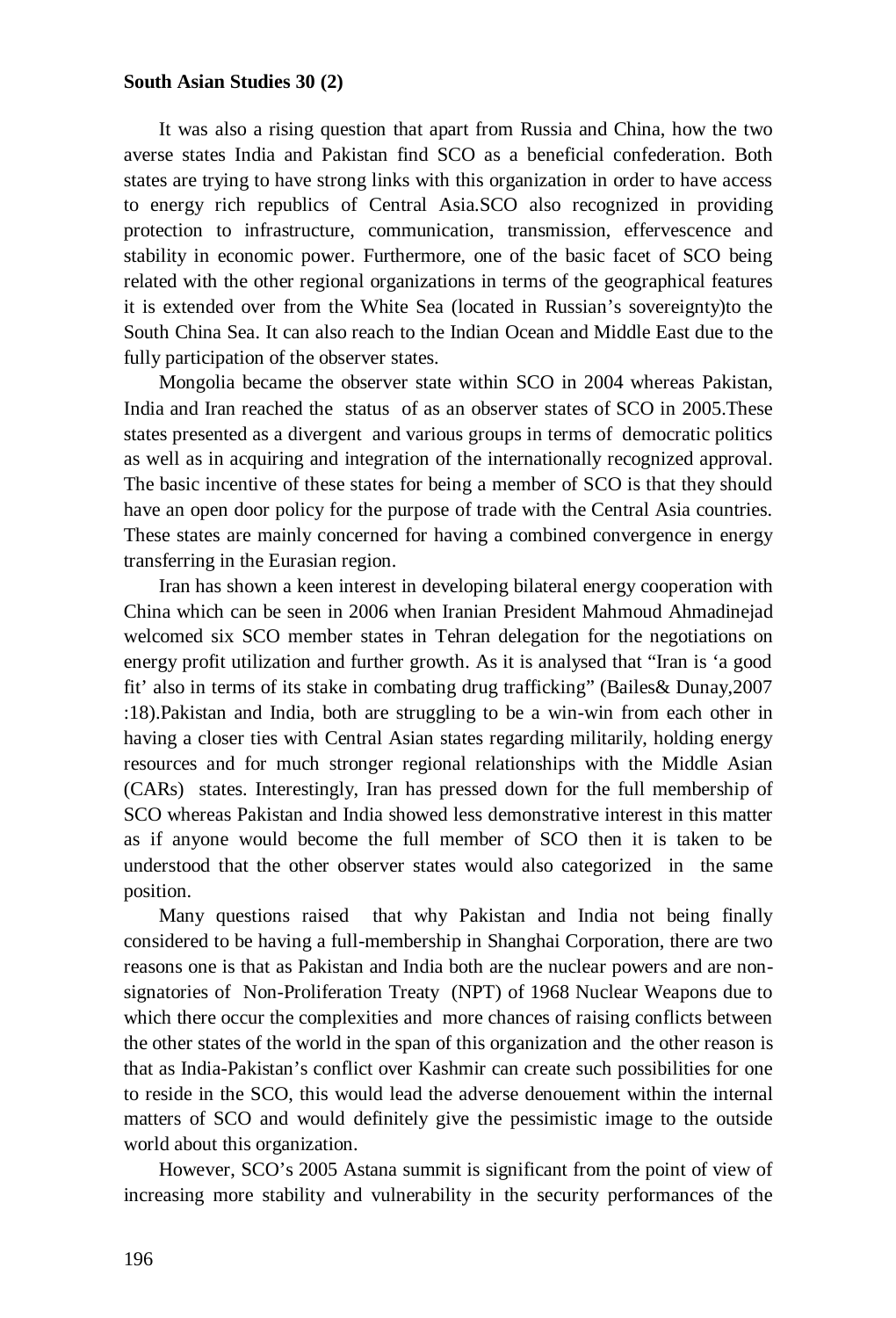It was also a rising question that apart from Russia and China, how the two averse states India and Pakistan find SCO as a beneficial confederation. Both states are trying to have strong links with this organization in order to have access to energy rich republics of Central Asia.SCO also recognized in providing protection to infrastructure, communication, transmission, effervescence and stability in economic power. Furthermore, one of the basic facet of SCO being related with the other regional organizations in terms of the geographical features it is extended over from the White Sea (located in Russian's sovereignty)to the South China Sea. It can also reach to the Indian Ocean and Middle East due to the fully participation of the observer states.

Mongolia became the observer state within SCO in 2004 whereas Pakistan, India and Iran reached the status of as an observer states of SCO in 2005.These states presented as a divergent and various groups in terms of democratic politics as well as in acquiring and integration of the internationally recognized approval. The basic incentive of these states for being a member of SCO is that they should have an open door policy for the purpose of trade with the Central Asia countries. These states are mainly concerned for having a combined convergence in energy transferring in the Eurasian region.

Iran has shown a keen interest in developing bilateral energy cooperation with China which can be seen in 2006 when Iranian President Mahmoud Ahmadinejad welcomed six SCO member states in Tehran delegation for the negotiations on energy profit utilization and further growth. As it is analysed that "Iran is 'a good fit' also in terms of its stake in combating drug trafficking" (Bailes& Dunay,2007 :18).Pakistan and India, both are struggling to be a win-win from each other in having a closer ties with Central Asian states regarding militarily, holding energy resources and for much stronger regional relationships with the Middle Asian (CARs) states. Interestingly, Iran has pressed down for the full membership of SCO whereas Pakistan and India showed less demonstrative interest in this matter as if anyone would become the full member of SCO then it is taken to be understood that the other observer states would also categorized in the same position.

Many questions raised that why Pakistan and India not being finally considered to be having a full-membership in Shanghai Corporation, there are two reasons one is that as Pakistan and India both are the nuclear powers and are non-signatories of Non-Proliferation Treaty (NPT) of 1968 Nuclear Weapons due to which there occur the complexities and more chances of raising conflicts between the other states of the world in the span of this organization and the other reason is that as India-Pakistan's conflict over Kashmir can create such possibilities for one to reside in the SCO, this would lead the adverse denouement within the internal matters of SCO and would definitely give the pessimistic image to the outside world about this organization.

However, SCO's 2005 Astana summit is significant from the point of view of increasing more stability and vulnerability in the security performances of the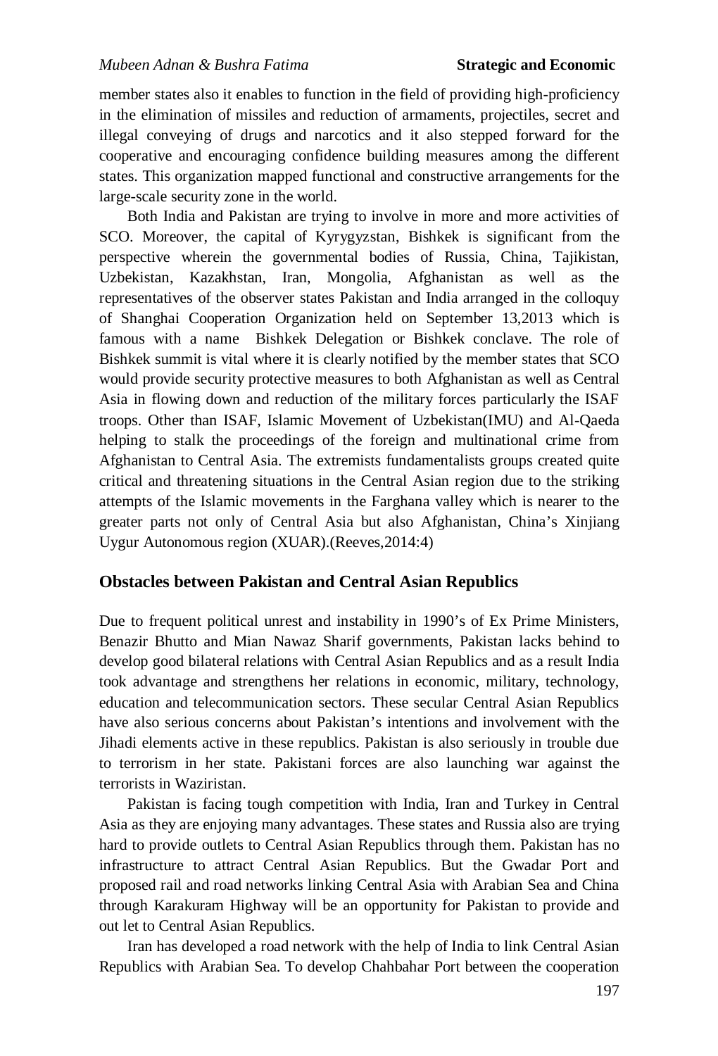member states also it enables to function in the field of providing high-proficiency in the elimination of missiles and reduction of armaments, projectiles, secret and illegal conveying of drugs and narcotics and it also stepped forward for the cooperative and encouraging confidence building measures among the different states. This organization mapped functional and constructive arrangements for the large-scale security zone in the world.

Both India and Pakistan are trying to involve in more and more activities of SCO. Moreover, the capital of Kyrygyzstan, Bishkek is significant from the perspective wherein the governmental bodies of Russia, China, Tajikistan, Uzbekistan, Kazakhstan, Iran, Mongolia, Afghanistan as well as the representatives of the observer states Pakistan and India arranged in the colloquy of Shanghai Cooperation Organization held on September 13,2013 which is famous with a name Bishkek Delegation or Bishkek conclave. The role of Bishkek summit is vital where it is clearly notified by the member states that SCO would provide security protective measures to both Afghanistan as well as Central Asia in flowing down and reduction of the military forces particularly the ISAF troops. Other than ISAF, Islamic Movement of Uzbekistan(IMU) and Al-Qaeda helping to stalk the proceedings of the foreign and multinational crime from Afghanistan to Central Asia. The extremists fundamentalists groups created quite critical and threatening situations in the Central Asian region due to the striking attempts of the Islamic movements in the Farghana valley which is nearer to the greater parts not only of Central Asia but also Afghanistan, China's Xinjiang Uygur Autonomous region (XUAR).(Reeves,2014:4)

## Obstacles between Pakistan and Central Asian Republics

Due to frequent political unrest and instability in 1990's of Ex Prime Ministers, Benazir Bhutto and Mian Nawaz Sharif governments, Pakistan lacks behind to develop good bilateral relations with Central Asian Republics and as a result India took advantage and strengthens her relations in economic, military, technology, education and telecommunication sectors. These secular Central Asian Republics have also serious concerns about Pakistan's intentions and involvement with the Jihadi elements active in these republics. Pakistan is also seriously in trouble due to terrorism in her state. Pakistani forces are also launching war against the terrorists in Waziristan.

Pakistan is facing tough competition with India, Iran and Turkey in Central Asia as they are enjoying many advantages. These states and Russia also are trying hard to provide outlets to Central Asian Republics through them. Pakistan has no infrastructure to attract Central Asian Republics. But the Gwadar Port and proposed rail and road networks linking Central Asia with Arabian Sea and China through Karakuram Highway will be an opportunity for Pakistan to provide and out let to Central Asian Republics.

Iran has developed a road network with the help of India to link Central Asian Republics with Arabian Sea. To develop Chahbahar Port between the cooperation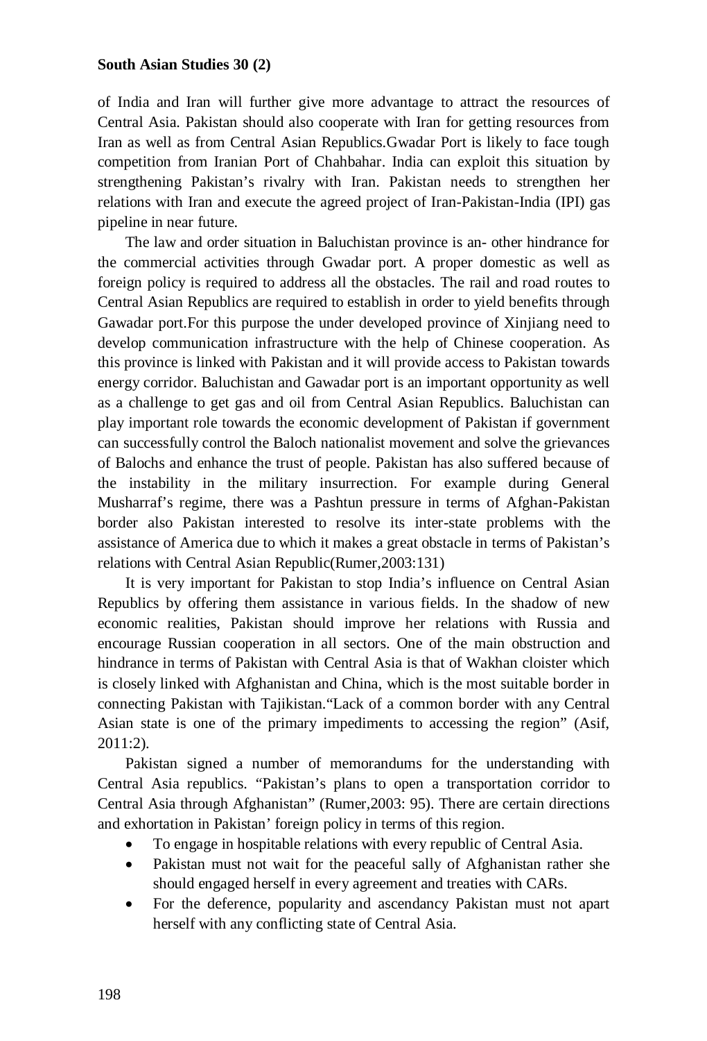of India and Iran will further give more advantage to attract the resources of Central Asia. Pakistan should also cooperate with Iran for getting resources from Iran as well as from Central Asian Republics.Gwadar Port is likely to face tough competition from Iranian Port of Chahbahar. India can exploit this situation by strengthening Pakistan's rivalry with Iran. Pakistan needs to strengthen her relations with Iran and execute the agreed project of Iran-Pakistan-India (IPI) gas pipeline in near future.

The law and order situation in Baluchistan province is an- other hindrance for the commercial activities through Gwadar port. A proper domestic as well as foreign policy is required to address all the obstacles. The rail and road routes to Central Asian Republics are required to establish in order to yield benefits through Gawadar port.For this purpose the under developed province of Xinjiang need to develop communication infrastructure with the help of Chinese cooperation. As this province is linked with Pakistan and it will provide access to Pakistan towards energy corridor. Baluchistan and Gawadar port is an important opportunity as well as a challenge to get gas and oil from Central Asian Republics. Baluchistan can play important role towards the economic development of Pakistan if government can successfully control the Baloch nationalist movement and solve the grievances of Balochs and enhance the trust of people. Pakistan has also suffered because of the instability in the military insurrection. For example during General Musharraf's regime, there was a Pashtun pressure in terms of Afghan-Pakistan border also Pakistan interested to resolve its inter-state problems with the assistance of America due to which it makes a great obstacle in terms of Pakistan's relations with Central Asian Republic(Rumer,2003:131)

It is very important for Pakistan to stop India's influence on Central Asian Republics by offering them assistance in various fields. In the shadow of new economic realities, Pakistan should improve her relations with Russia and encourage Russian cooperation in all sectors. One of the main obstruction and hindrance in terms of Pakistan with Central Asia is that of Wakhan cloister which is closely linked with Afghanistan and China, which is the most suitable border in connecting Pakistan with Tajikistan."Lack of a common border with any Central Asian state is one of the primary impediments to accessing the region" (Asif, 2011:2).

Pakistan signed a number of memorandums for the understanding with Central Asia republics. "Pakistan's plans to open a transportation corridor to Central Asia through Afghanistan" (Rumer,2003: 95). There are certain directions and exhortation in Pakistan' foreign policy in terms of this region.

- To engage in hospitable relations with every republic of Central Asia.
- Pakistan must not wait for the peaceful sally of Afghanistan rather she should engaged herself in every agreement and treaties with CARs.
- For the deference, popularity and ascendancy Pakistan must not apart herself with any conflicting state of Central Asia.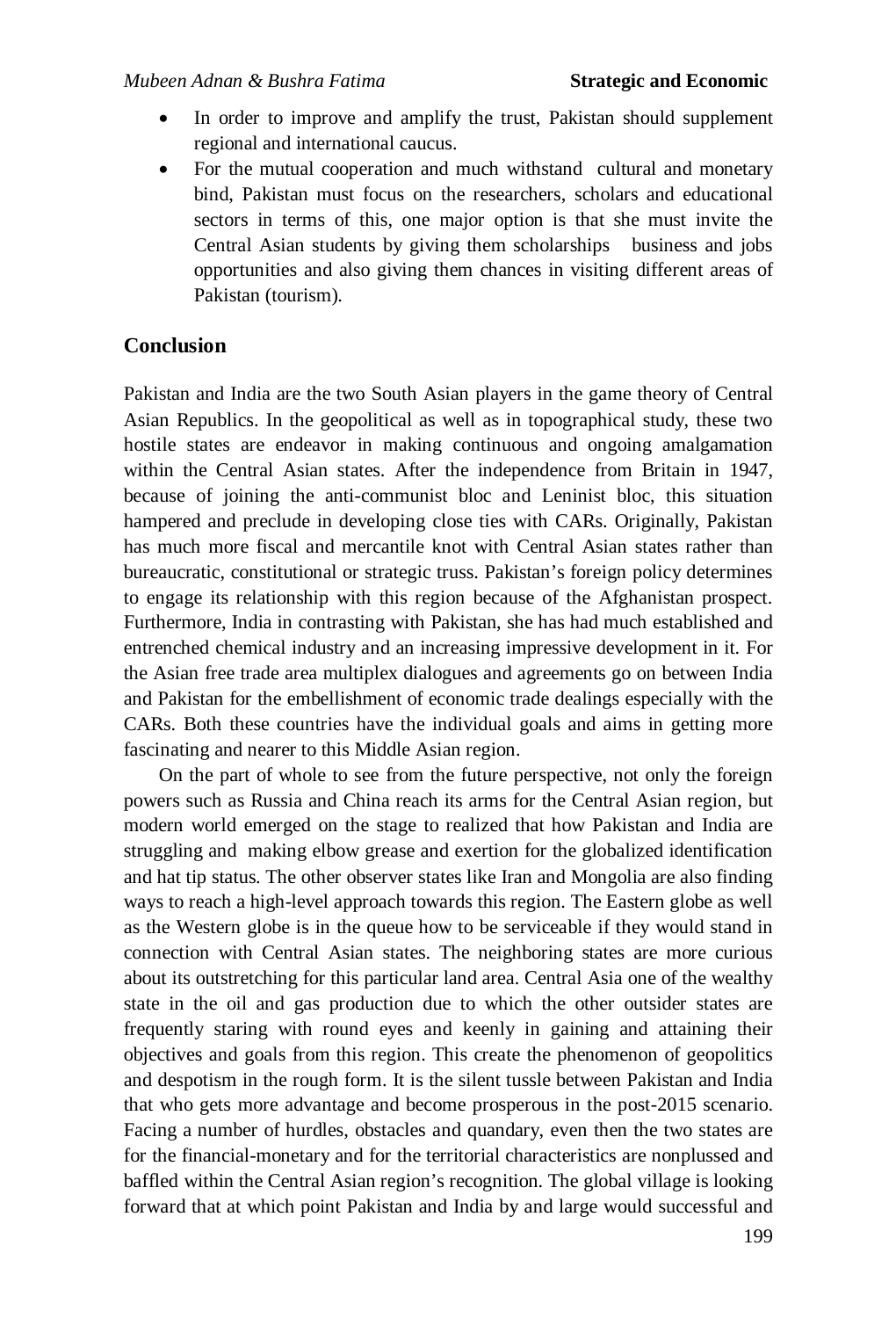- In order to improve and amplify the trust, Pakistan should supplement regional and international caucus.
- For the mutual cooperation and much withstand cultural and monetary bind, Pakistan must focus on the researchers, scholars and educational sectors in terms of this, one major option is that she must invite the Central Asian students by giving them scholarships business and jobs opportunities and also giving them chances in visiting different areas of Pakistan (tourism).

## Conclusion

Pakistan and India are the two South Asian players in the game theory of Central Asian Republics. In the geopolitical as well as in topographical study, these two hostile states are endeavor in making continuous and ongoing amalgamation within the Central Asian states. After the independence from Britain in 1947, because of joining the anti-communist bloc and Leninist bloc, this situation hampered and preclude in developing close ties with CARs. Originally, Pakistan has much more fiscal and mercantile knot with Central Asian states rather than bureaucratic, constitutional or strategic truss. Pakistan's foreign policy determines to engage its relationship with this region because of the Afghanistan prospect. Furthermore, India in contrasting with Pakistan, she has had much established and entrenched chemical industry and an increasing impressive development in it. For the Asian free trade area multiplex dialogues and agreements go on between India and Pakistan for the embellishment of economic trade dealings especially with the CARs. Both these countries have the individual goals and aims in getting more fascinating and nearer to this Middle Asian region.

On the part of whole to see from the future perspective, not only the foreign powers such as Russia and China reach its arms for the Central Asian region, but modern world emerged on the stage to realized that how Pakistan and India are struggling and making elbow grease and exertion for the globalized identification and hat tip status. The other observer states like Iran and Mongolia are also finding ways to reach a high-level approach towards this region. The Eastern globe as well as the Western globe is in the queue how to be serviceable if they would stand in connection with Central Asian states. The neighboring states are more curious about its outstretching for this particular land area. Central Asia one of the wealthy state in the oil and gas production due to which the other outsider states are frequently staring with round eyes and keenly in gaining and attaining their objectives and goals from this region. This create the phenomenon of geopolitics and despotism in the rough form. It is the silent tussle between Pakistan and India that who gets more advantage and become prosperous in the post-2015 scenario. Facing a number of hurdles, obstacles and quandary, even then the two states are for the financial-monetary and for the territorial characteristics are nonplussed and baffled within the Central Asian region's recognition. The global village is looking forward that at which point Pakistan and India by and large would successful and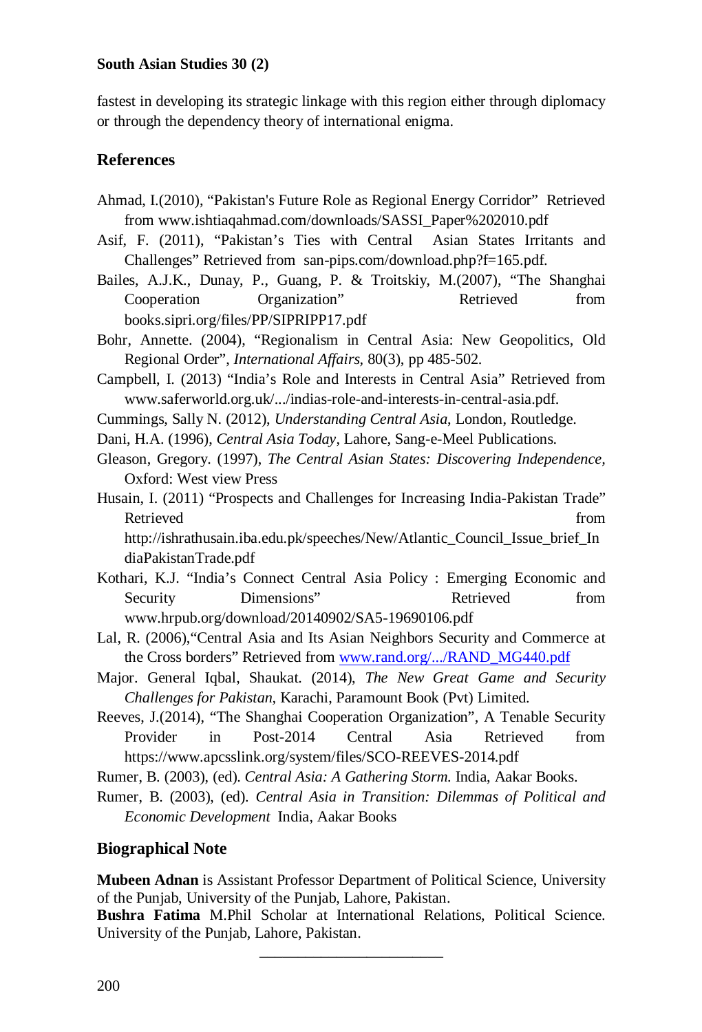fastest in developing its strategic linkage with this region either through diplomacy or through the dependency theory of international enigma.

## References

Ahmad, I.(2010), "Pakistan's Future Role as Regional Energy Corridor" Retrieved from www.ishtiaqahmad.com/downloads/SASSI_Paper%202010.pdf

Asif, F. (2011), "Pakistan's Ties with Central Asian States Irritants and Challenges" Retrieved from san-pips.com/download.php?f=165.pdf.

Bailes, A.J.K., Dunay, P., Guang, P. & Troitskiy, M.(2007), "The Shanghai Cooperation Organization" Retrieved from books.sipri.org/files/PP/SIPRIPP17.pdf

Bohr, Annette. (2004), "Regionalism in Central Asia: New Geopolitics, Old Regional Order", *International Affairs,* 80(3), pp 485-502.

Campbell, I. (2013) "India's Role and Interests in Central Asia" Retrieved from www.saferworld.org.uk/.../indias-role-and-interests-in-central-asia.pdf.

Cummings, Sally N. (2012), *Understanding Central Asia*, London, Routledge.

Dani, H.A. (1996), *Central Asia Today*, Lahore, Sang-e-Meel Publications.

Gleason, Gregory. (1997), *The Central Asian States: Discovering Independence,* Oxford: West view Press

Husain, I. (2011) "Prospects and Challenges for Increasing India-Pakistan Trade" Retrieved from http://ishrathusain.iba.edu.pk/speeches/New/Atlantic_Council_Issue_brief_IndiaPakistanTrade.pdf

Kothari, K.J. "India's Connect Central Asia Policy : Emerging Economic and Security Dimensions" Retrieved from www.hrpub.org/download/20140902/SA5-19690106.pdf

Lal, R. (2006),"Central Asia and Its Asian Neighbors Security and Commerce at the Cross borders" Retrieved from www.rand.org/.../RAND_MG440.pdf

Major. General Iqbal, Shaukat. (2014), *The New Great Game and Security Challenges for Pakistan*, Karachi, Paramount Book (Pvt) Limited.

Reeves, J.(2014), "The Shanghai Cooperation Organization", A Tenable Security Provider in Post-2014 Central Asia Retrieved from https://www.apcsslink.org/system/files/SCO-REEVES-2014.pdf

Rumer, B. (2003), (ed). *Central Asia: A Gathering Storm.* India, Aakar Books.

Rumer, B. (2003), (ed). *Central Asia in Transition: Dilemmas of Political and Economic Development* India, Aakar Books

## Biographical Note

**Mubeen Adnan** is Assistant Professor Department of Political Science, University of the Punjab, University of the Punjab, Lahore, Pakistan.

**Bushra Fatima** M.Phil Scholar at International Relations, Political Science. University of the Punjab, Lahore, Pakistan.